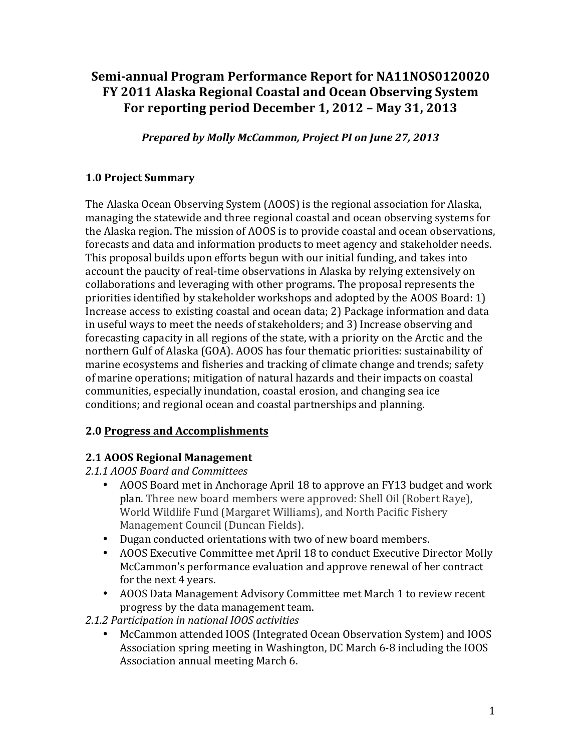# Semi-annual Program Performance Report for NA11NOS0120020 FY 2011 Alaska Regional Coastal and Ocean Observing System For reporting period December 1, 2012 – May 31, 2013

***Prepared by Molly McCammon, Project PI on June 27, 2013***

## 1.0 Project Summary

The Alaska Ocean Observing System (AOOS) is the regional association for Alaska, managing the statewide and three regional coastal and ocean observing systems for the Alaska region. The mission of AOOS is to provide coastal and ocean observations, forecasts and data and information products to meet agency and stakeholder needs. This proposal builds upon efforts begun with our initial funding, and takes into account the paucity of real-time observations in Alaska by relying extensively on collaborations and leveraging with other programs. The proposal represents the priorities identified by stakeholder workshops and adopted by the AOOS Board: 1) Increase access to existing coastal and ocean data; 2) Package information and data in useful ways to meet the needs of stakeholders; and 3) Increase observing and forecasting capacity in all regions of the state, with a priority on the Arctic and the northern Gulf of Alaska (GOA). AOOS has four thematic priorities: sustainability of marine ecosystems and fisheries and tracking of climate change and trends; safety of marine operations; mitigation of natural hazards and their impacts on coastal communities, especially inundation, coastal erosion, and changing sea ice conditions; and regional ocean and coastal partnerships and planning.

## 2.0 Progress and Accomplishments

### 2.1 AOOS Regional Management

*2.1.1 AOOS Board and Committees*

- AOOS Board met in Anchorage April 18 to approve an FY13 budget and work plan. Three new board members were approved: Shell Oil (Robert Raye), World Wildlife Fund (Margaret Williams), and North Pacific Fishery Management Council (Duncan Fields).
- Dugan conducted orientations with two of new board members.
- AOOS Executive Committee met April 18 to conduct Executive Director Molly McCammon's performance evaluation and approve renewal of her contract for the next 4 years.
- AOOS Data Management Advisory Committee met March 1 to review recent progress by the data management team.

*2.1.2 Participation in national IOOS activities*

- McCammon attended IOOS (Integrated Ocean Observation System) and IOOS Association spring meeting in Washington, DC March 6-8 including the IOOS Association annual meeting March 6.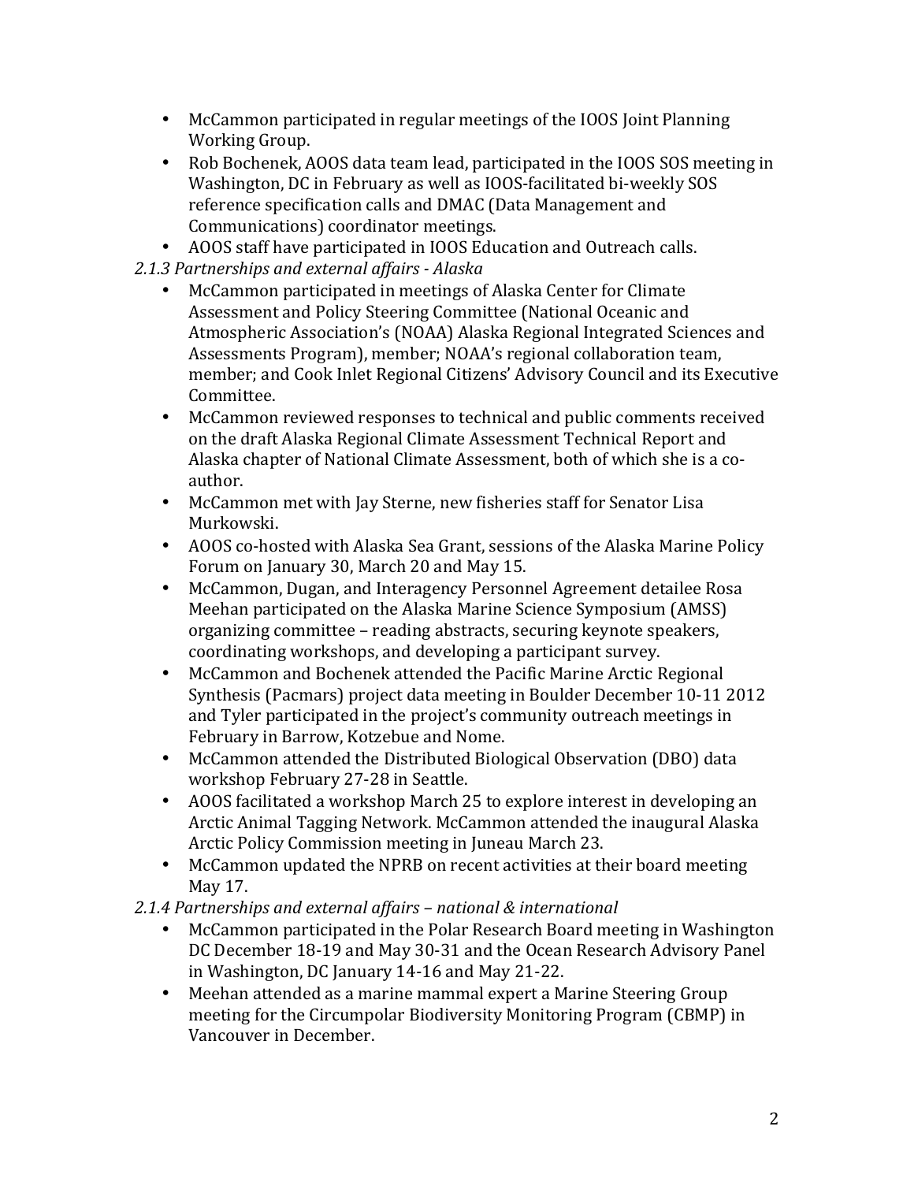- McCammon participated in regular meetings of the IOOS Joint Planning Working Group.
- Rob Bochenek, AOOS data team lead, participated in the IOOS SOS meeting in Washington, DC in February as well as IOOS-facilitated bi-weekly SOS reference specification calls and DMAC (Data Management and Communications) coordinator meetings.
- AOOS staff have participated in IOOS Education and Outreach calls.

*2.1.3 Partnerships and external affairs - Alaska*

- McCammon participated in meetings of Alaska Center for Climate Assessment and Policy Steering Committee (National Oceanic and Atmospheric Association's (NOAA) Alaska Regional Integrated Sciences and Assessments Program), member; NOAA's regional collaboration team, member; and Cook Inlet Regional Citizens' Advisory Council and its Executive Committee.
- McCammon reviewed responses to technical and public comments received on the draft Alaska Regional Climate Assessment Technical Report and Alaska chapter of National Climate Assessment, both of which she is a co-author.
- McCammon met with Jay Sterne, new fisheries staff for Senator Lisa Murkowski.
- AOOS co-hosted with Alaska Sea Grant, sessions of the Alaska Marine Policy Forum on January 30, March 20 and May 15.
- McCammon, Dugan, and Interagency Personnel Agreement detailee Rosa Meehan participated on the Alaska Marine Science Symposium (AMSS) organizing committee – reading abstracts, securing keynote speakers, coordinating workshops, and developing a participant survey.
- McCammon and Bochenek attended the Pacific Marine Arctic Regional Synthesis (Pacmars) project data meeting in Boulder December 10-11 2012 and Tyler participated in the project's community outreach meetings in February in Barrow, Kotzebue and Nome.
- McCammon attended the Distributed Biological Observation (DBO) data workshop February 27-28 in Seattle.
- AOOS facilitated a workshop March 25 to explore interest in developing an Arctic Animal Tagging Network. McCammon attended the inaugural Alaska Arctic Policy Commission meeting in Juneau March 23.
- McCammon updated the NPRB on recent activities at their board meeting May 17.

*2.1.4 Partnerships and external affairs – national & international*

- McCammon participated in the Polar Research Board meeting in Washington DC December 18-19 and May 30-31 and the Ocean Research Advisory Panel in Washington, DC January 14-16 and May 21-22.
- Meehan attended as a marine mammal expert a Marine Steering Group meeting for the Circumpolar Biodiversity Monitoring Program (CBMP) in Vancouver in December.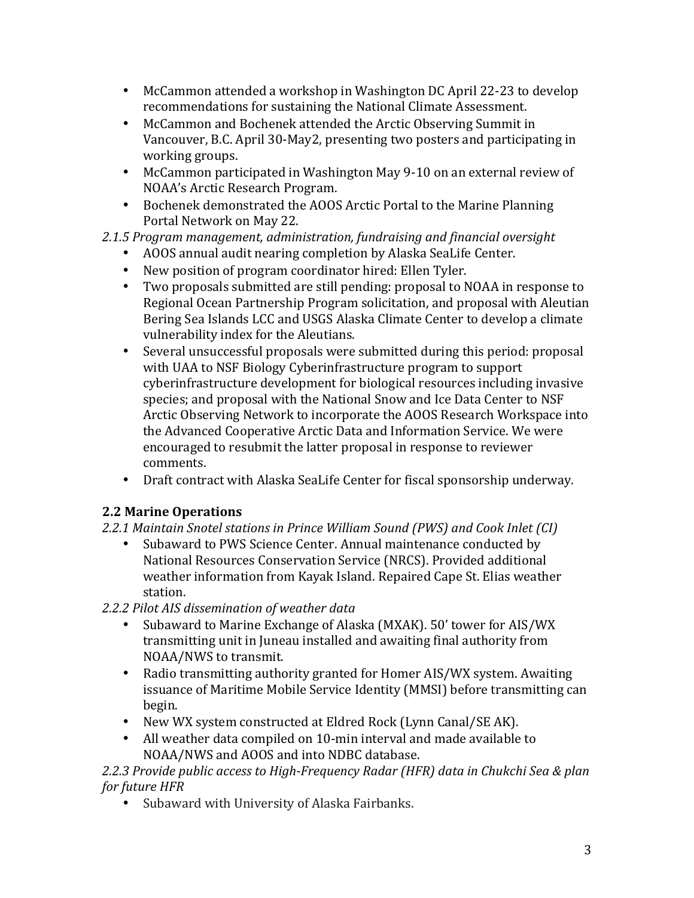- McCammon attended a workshop in Washington DC April 22-23 to develop recommendations for sustaining the National Climate Assessment.
- McCammon and Bochenek attended the Arctic Observing Summit in Vancouver, B.C. April 30-May2, presenting two posters and participating in working groups.
- McCammon participated in Washington May 9-10 on an external review of NOAA's Arctic Research Program.
- Bochenek demonstrated the AOOS Arctic Portal to the Marine Planning Portal Network on May 22.

*2.1.5 Program management, administration, fundraising and financial oversight*

- AOOS annual audit nearing completion by Alaska SeaLife Center.
- New position of program coordinator hired: Ellen Tyler.
- Two proposals submitted are still pending: proposal to NOAA in response to Regional Ocean Partnership Program solicitation, and proposal with Aleutian Bering Sea Islands LCC and USGS Alaska Climate Center to develop a climate vulnerability index for the Aleutians.
- Several unsuccessful proposals were submitted during this period: proposal with UAA to NSF Biology Cyberinfrastructure program to support cyberinfrastructure development for biological resources including invasive species; and proposal with the National Snow and Ice Data Center to NSF Arctic Observing Network to incorporate the AOOS Research Workspace into the Advanced Cooperative Arctic Data and Information Service. We were encouraged to resubmit the latter proposal in response to reviewer comments.
- Draft contract with Alaska SeaLife Center for fiscal sponsorship underway.

## 2.2 Marine Operations

*2.2.1 Maintain Snotel stations in Prince William Sound (PWS) and Cook Inlet (CI)*

- Subaward to PWS Science Center. Annual maintenance conducted by National Resources Conservation Service (NRCS). Provided additional weather information from Kayak Island. Repaired Cape St. Elias weather station.

*2.2.2 Pilot AIS dissemination of weather data*

- Subaward to Marine Exchange of Alaska (MXAK). 50' tower for AIS/WX transmitting unit in Juneau installed and awaiting final authority from NOAA/NWS to transmit.
- Radio transmitting authority granted for Homer AIS/WX system. Awaiting issuance of Maritime Mobile Service Identity (MMSI) before transmitting can begin.
- New WX system constructed at Eldred Rock (Lynn Canal/SE AK).
- All weather data compiled on 10-min interval and made available to NOAA/NWS and AOOS and into NDBC database.

*2.2.3 Provide public access to High-Frequency Radar (HFR) data in Chukchi Sea & plan for future HFR*

- Subaward with University of Alaska Fairbanks.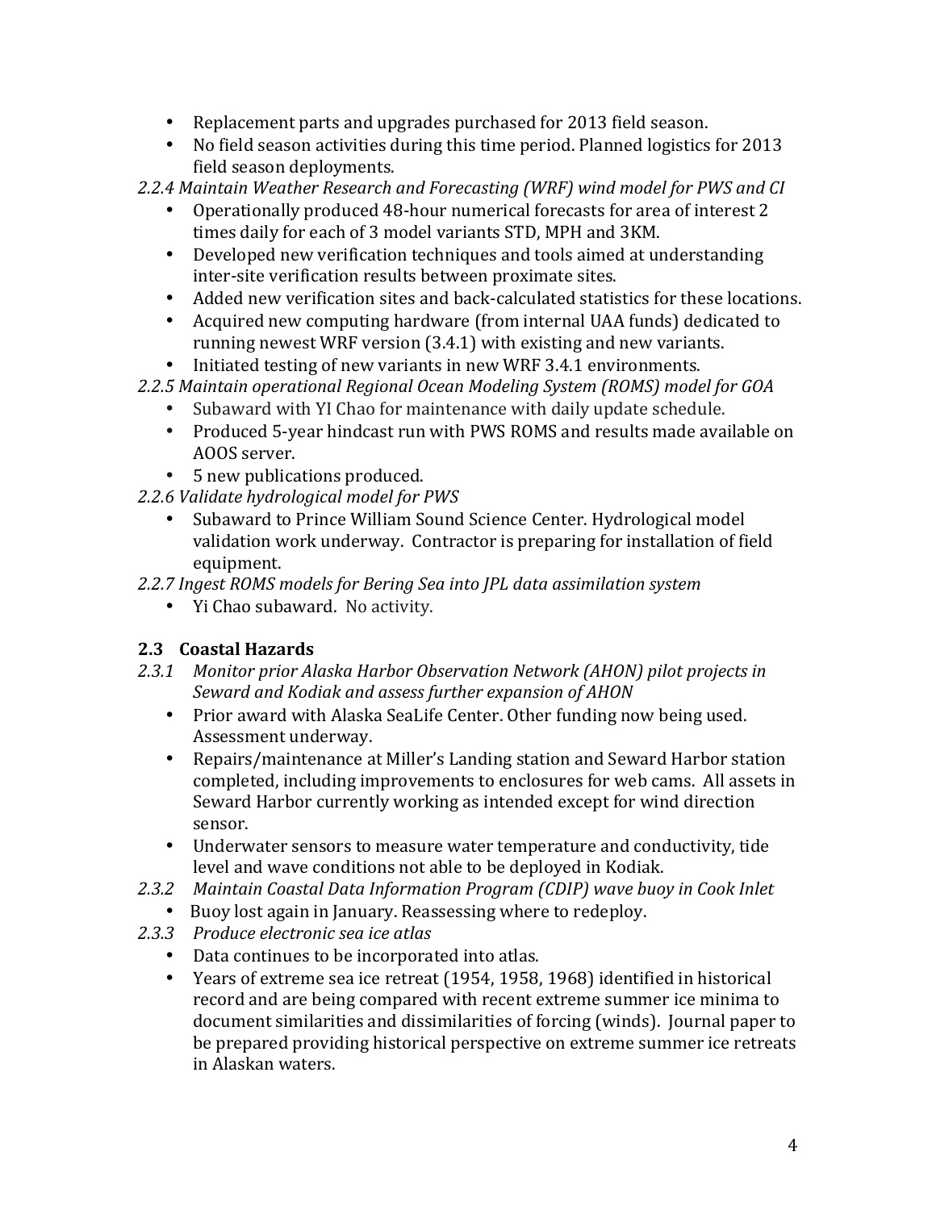- Replacement parts and upgrades purchased for 2013 field season.
- No field season activities during this time period. Planned logistics for 2013 field season deployments.

*2.2.4 Maintain Weather Research and Forecasting (WRF) wind model for PWS and CI*

- Operationally produced 48-hour numerical forecasts for area of interest 2 times daily for each of 3 model variants STD, MPH and 3KM.
- Developed new verification techniques and tools aimed at understanding inter-site verification results between proximate sites.
- Added new verification sites and back-calculated statistics for these locations.
- Acquired new computing hardware (from internal UAA funds) dedicated to running newest WRF version (3.4.1) with existing and new variants.
- Initiated testing of new variants in new WRF 3.4.1 environments.

*2.2.5 Maintain operational Regional Ocean Modeling System (ROMS) model for GOA*

- Subaward with YI Chao for maintenance with daily update schedule.
- Produced 5-year hindcast run with PWS ROMS and results made available on AOOS server.
- 5 new publications produced.

*2.2.6 Validate hydrological model for PWS*

- Subaward to Prince William Sound Science Center. Hydrological model validation work underway. Contractor is preparing for installation of field equipment.

*2.2.7 Ingest ROMS models for Bering Sea into JPL data assimilation system*

- Yi Chao subaward. No activity.

### 2.3 Coastal Hazards

*2.3.1 Monitor prior Alaska Harbor Observation Network (AHON) pilot projects in Seward and Kodiak and assess further expansion of AHON*

- Prior award with Alaska SeaLife Center. Other funding now being used. Assessment underway.
- Repairs/maintenance at Miller's Landing station and Seward Harbor station completed, including improvements to enclosures for web cams. All assets in Seward Harbor currently working as intended except for wind direction sensor.
- Underwater sensors to measure water temperature and conductivity, tide level and wave conditions not able to be deployed in Kodiak.

*2.3.2 Maintain Coastal Data Information Program (CDIP) wave buoy in Cook Inlet*

- Buoy lost again in January. Reassessing where to redeploy.

*2.3.3 Produce electronic sea ice atlas*

- Data continues to be incorporated into atlas.
- Years of extreme sea ice retreat (1954, 1958, 1968) identified in historical record and are being compared with recent extreme summer ice minima to document similarities and dissimilarities of forcing (winds). Journal paper to be prepared providing historical perspective on extreme summer ice retreats in Alaskan waters.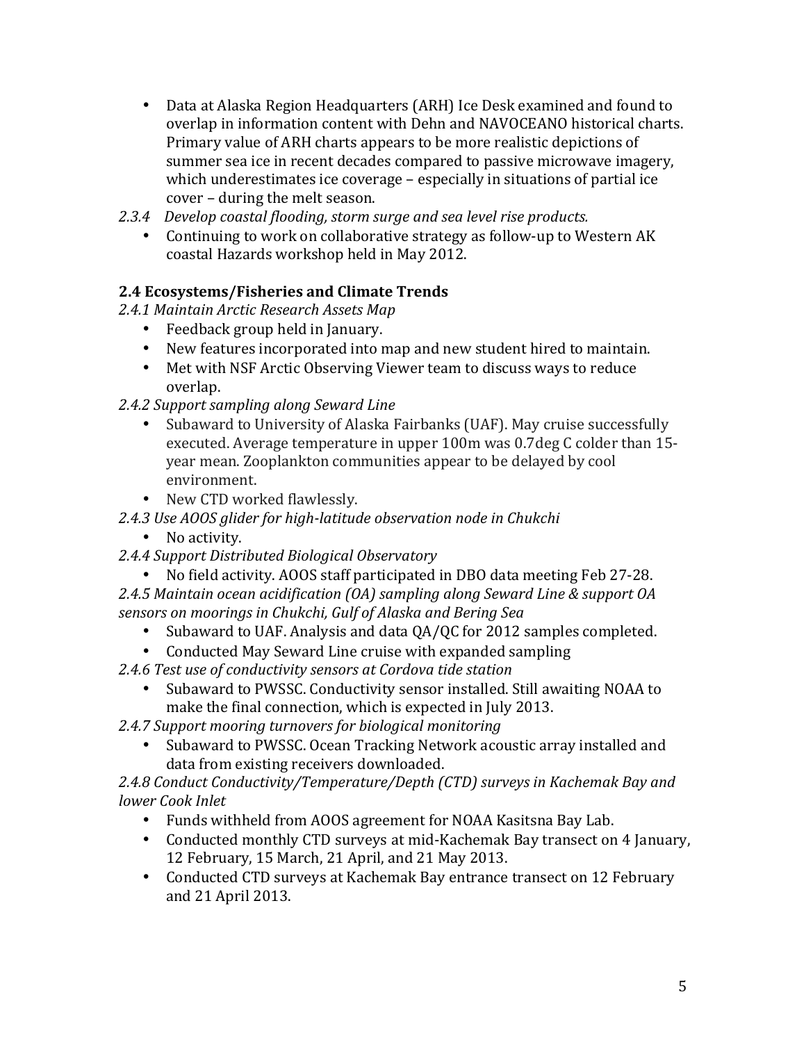- Data at Alaska Region Headquarters (ARH) Ice Desk examined and found to overlap in information content with Dehn and NAVOCEANO historical charts. Primary value of ARH charts appears to be more realistic depictions of summer sea ice in recent decades compared to passive microwave imagery, which underestimates ice coverage – especially in situations of partial ice cover – during the melt season.

*2.3.4 Develop coastal flooding, storm surge and sea level rise products.*

- Continuing to work on collaborative strategy as follow-up to Western AK coastal Hazards workshop held in May 2012.

### 2.4 Ecosystems/Fisheries and Climate Trends

*2.4.1 Maintain Arctic Research Assets Map*

- Feedback group held in January.
- New features incorporated into map and new student hired to maintain.
- Met with NSF Arctic Observing Viewer team to discuss ways to reduce overlap.

*2.4.2 Support sampling along Seward Line*

- Subaward to University of Alaska Fairbanks (UAF). May cruise successfully executed. Average temperature in upper 100m was 0.7deg C colder than 15-year mean. Zooplankton communities appear to be delayed by cool environment.
- New CTD worked flawlessly.

*2.4.3 Use AOOS glider for high-latitude observation node in Chukchi*

- No activity.

*2.4.4 Support Distributed Biological Observatory*

- No field activity. AOOS staff participated in DBO data meeting Feb 27-28.

*2.4.5 Maintain ocean acidification (OA) sampling along Seward Line & support OA sensors on moorings in Chukchi, Gulf of Alaska and Bering Sea*

- Subaward to UAF. Analysis and data QA/QC for 2012 samples completed.
- Conducted May Seward Line cruise with expanded sampling

*2.4.6 Test use of conductivity sensors at Cordova tide station*

- Subaward to PWSSC. Conductivity sensor installed. Still awaiting NOAA to make the final connection, which is expected in July 2013.

*2.4.7 Support mooring turnovers for biological monitoring*

- Subaward to PWSSC. Ocean Tracking Network acoustic array installed and data from existing receivers downloaded.

*2.4.8 Conduct Conductivity/Temperature/Depth (CTD) surveys in Kachemak Bay and lower Cook Inlet*

- Funds withheld from AOOS agreement for NOAA Kasitsna Bay Lab.
- Conducted monthly CTD surveys at mid-Kachemak Bay transect on 4 January, 12 February, 15 March, 21 April, and 21 May 2013.
- Conducted CTD surveys at Kachemak Bay entrance transect on 12 February and 21 April 2013.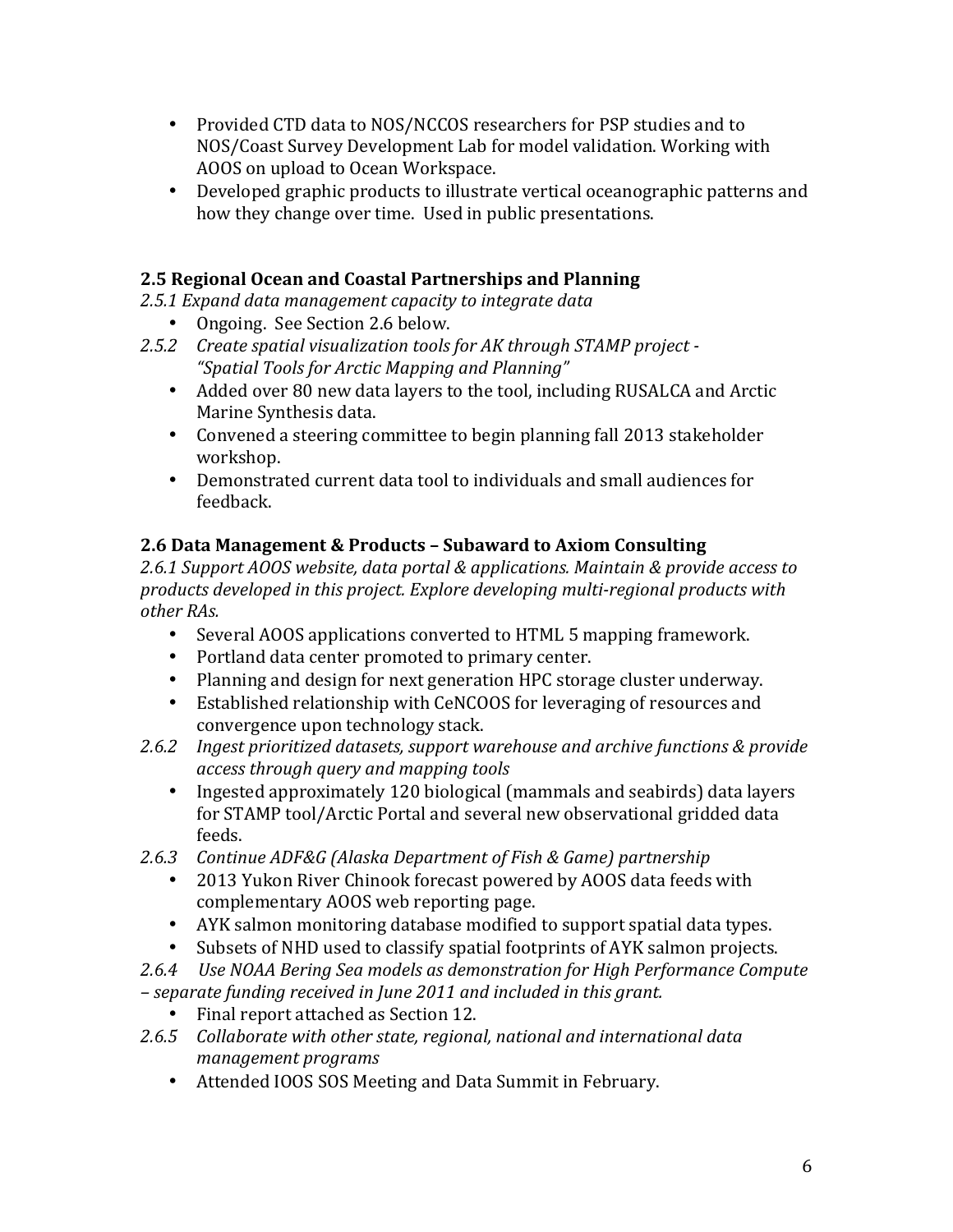- Provided CTD data to NOS/NCCOS researchers for PSP studies and to NOS/Coast Survey Development Lab for model validation. Working with AOOS on upload to Ocean Workspace.
- Developed graphic products to illustrate vertical oceanographic patterns and how they change over time. Used in public presentations.

### 2.5 Regional Ocean and Coastal Partnerships and Planning

*2.5.1 Expand data management capacity to integrate data*

- Ongoing. See Section 2.6 below.

*2.5.2 Create spatial visualization tools for AK through STAMP project - "Spatial Tools for Arctic Mapping and Planning"*

- Added over 80 new data layers to the tool, including RUSALCA and Arctic Marine Synthesis data.
- Convened a steering committee to begin planning fall 2013 stakeholder workshop.
- Demonstrated current data tool to individuals and small audiences for feedback.

### 2.6 Data Management & Products – Subaward to Axiom Consulting

*2.6.1 Support AOOS website, data portal & applications. Maintain & provide access to products developed in this project. Explore developing multi-regional products with other RAs.*

- Several AOOS applications converted to HTML 5 mapping framework.
- Portland data center promoted to primary center.
- Planning and design for next generation HPC storage cluster underway.
- Established relationship with CeNCOOS for leveraging of resources and convergence upon technology stack.

*2.6.2 Ingest prioritized datasets, support warehouse and archive functions & provide access through query and mapping tools*

- Ingested approximately 120 biological (mammals and seabirds) data layers for STAMP tool/Arctic Portal and several new observational gridded data feeds.

*2.6.3 Continue ADF&G (Alaska Department of Fish & Game) partnership*

- 2013 Yukon River Chinook forecast powered by AOOS data feeds with complementary AOOS web reporting page.
- AYK salmon monitoring database modified to support spatial data types.
- Subsets of NHD used to classify spatial footprints of AYK salmon projects.

*2.6.4 Use NOAA Bering Sea models as demonstration for High Performance Compute – separate funding received in June 2011 and included in this grant.*

- Final report attached as Section 12.

*2.6.5 Collaborate with other state, regional, national and international data management programs*

- Attended IOOS SOS Meeting and Data Summit in February.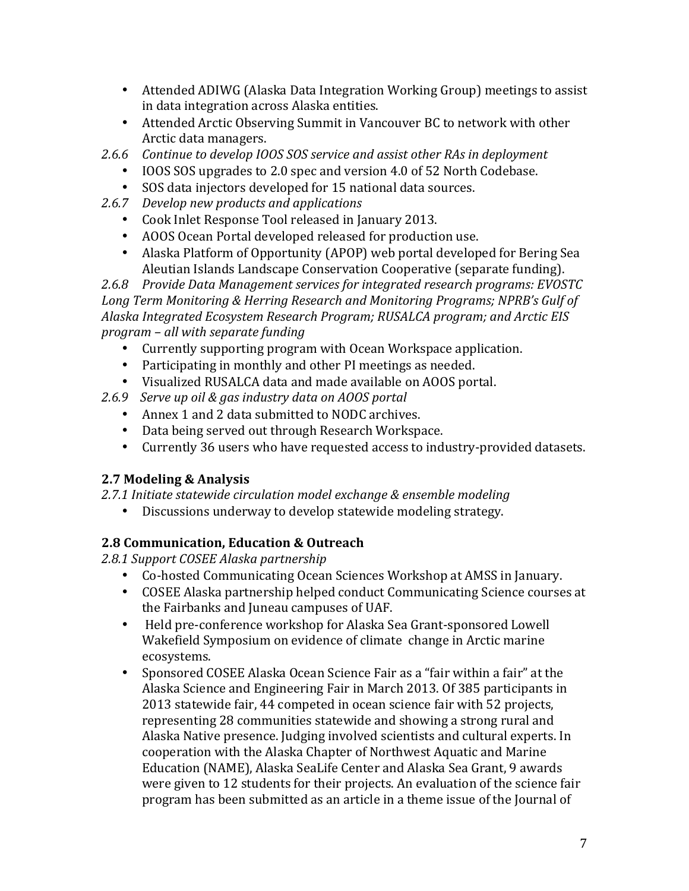- Attended ADIWG (Alaska Data Integration Working Group) meetings to assist in data integration across Alaska entities.
- Attended Arctic Observing Summit in Vancouver BC to network with other Arctic data managers.

*2.6.6 Continue to develop IOOS SOS service and assist other RAs in deployment*

- IOOS SOS upgrades to 2.0 spec and version 4.0 of 52 North Codebase.
- SOS data injectors developed for 15 national data sources.

*2.6.7 Develop new products and applications*

- Cook Inlet Response Tool released in January 2013.
- AOOS Ocean Portal developed released for production use.
- Alaska Platform of Opportunity (APOP) web portal developed for Bering Sea Aleutian Islands Landscape Conservation Cooperative (separate funding).

*2.6.8 Provide Data Management services for integrated research programs: EVOSTC Long Term Monitoring & Herring Research and Monitoring Programs; NPRB's Gulf of Alaska Integrated Ecosystem Research Program; RUSALCA program; and Arctic EIS program – all with separate funding*

- Currently supporting program with Ocean Workspace application.
- Participating in monthly and other PI meetings as needed.
- Visualized RUSALCA data and made available on AOOS portal.

*2.6.9 Serve up oil & gas industry data on AOOS portal*

- Annex 1 and 2 data submitted to NODC archives.
- Data being served out through Research Workspace.
- Currently 36 users who have requested access to industry-provided datasets.

## 2.7 Modeling & Analysis

*2.7.1 Initiate statewide circulation model exchange & ensemble modeling*

- Discussions underway to develop statewide modeling strategy.

## 2.8 Communication, Education & Outreach

*2.8.1 Support COSEE Alaska partnership*

- Co-hosted Communicating Ocean Sciences Workshop at AMSS in January.
- COSEE Alaska partnership helped conduct Communicating Science courses at the Fairbanks and Juneau campuses of UAF.
- Held pre-conference workshop for Alaska Sea Grant-sponsored Lowell Wakefield Symposium on evidence of climate change in Arctic marine ecosystems.
- Sponsored COSEE Alaska Ocean Science Fair as a "fair within a fair" at the Alaska Science and Engineering Fair in March 2013. Of 385 participants in 2013 statewide fair, 44 competed in ocean science fair with 52 projects, representing 28 communities statewide and showing a strong rural and Alaska Native presence. Judging involved scientists and cultural experts. In cooperation with the Alaska Chapter of Northwest Aquatic and Marine Education (NAME), Alaska SeaLife Center and Alaska Sea Grant, 9 awards were given to 12 students for their projects. An evaluation of the science fair program has been submitted as an article in a theme issue of the Journal of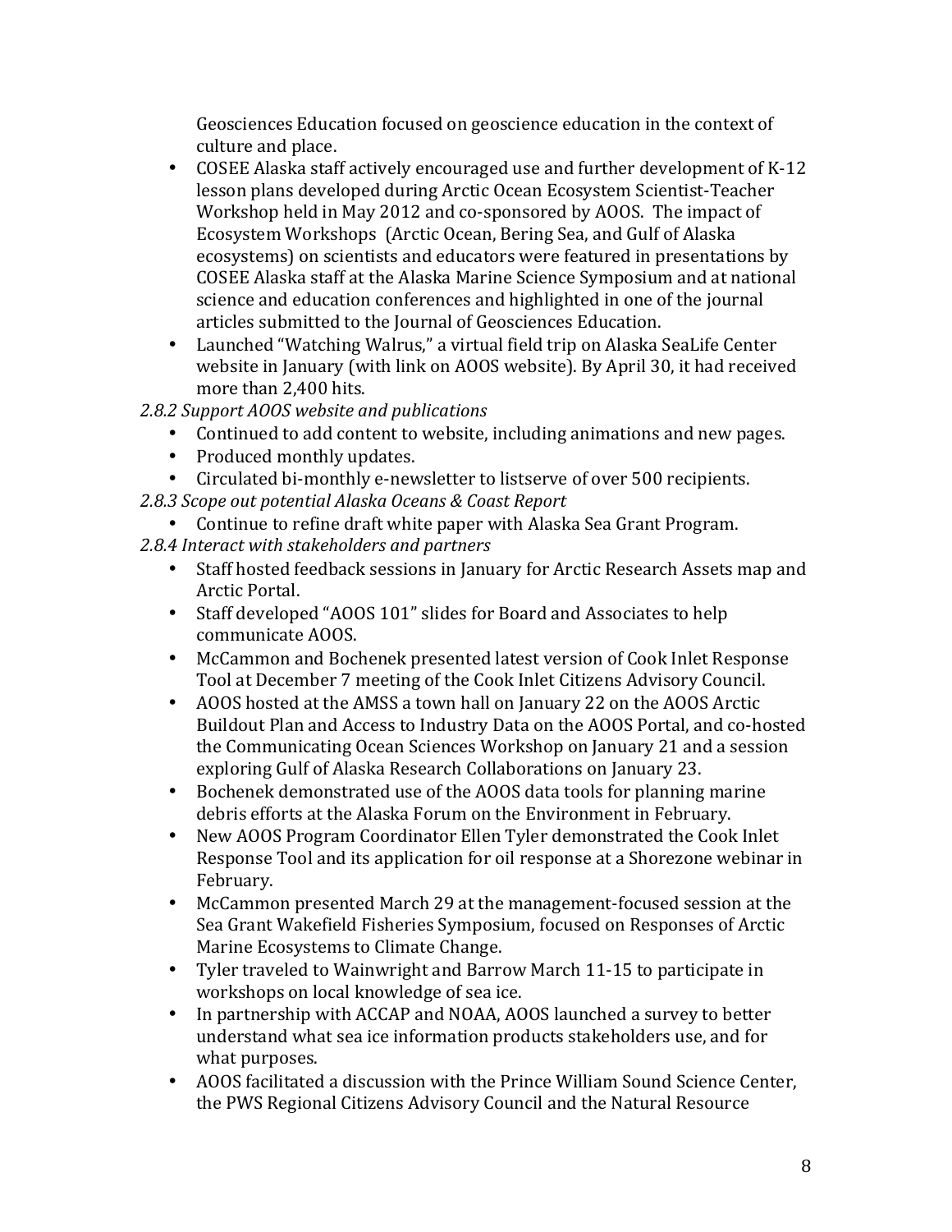Geosciences Education focused on geoscience education in the context of culture and place.

- COSEE Alaska staff actively encouraged use and further development of K-12 lesson plans developed during Arctic Ocean Ecosystem Scientist-Teacher Workshop held in May 2012 and co-sponsored by AOOS. The impact of Ecosystem Workshops (Arctic Ocean, Bering Sea, and Gulf of Alaska ecosystems) on scientists and educators were featured in presentations by COSEE Alaska staff at the Alaska Marine Science Symposium and at national science and education conferences and highlighted in one of the journal articles submitted to the Journal of Geosciences Education.
- Launched "Watching Walrus," a virtual field trip on Alaska SeaLife Center website in January (with link on AOOS website). By April 30, it had received more than 2,400 hits.

*2.8.2 Support AOOS website and publications*

- Continued to add content to website, including animations and new pages.
- Produced monthly updates.
- Circulated bi-monthly e-newsletter to listserve of over 500 recipients.

*2.8.3 Scope out potential Alaska Oceans & Coast Report*

- Continue to refine draft white paper with Alaska Sea Grant Program.

*2.8.4 Interact with stakeholders and partners*

- Staff hosted feedback sessions in January for Arctic Research Assets map and Arctic Portal.
- Staff developed "AOOS 101" slides for Board and Associates to help communicate AOOS.
- McCammon and Bochenek presented latest version of Cook Inlet Response Tool at December 7 meeting of the Cook Inlet Citizens Advisory Council.
- AOOS hosted at the AMSS a town hall on January 22 on the AOOS Arctic Buildout Plan and Access to Industry Data on the AOOS Portal, and co-hosted the Communicating Ocean Sciences Workshop on January 21 and a session exploring Gulf of Alaska Research Collaborations on January 23.
- Bochenek demonstrated use of the AOOS data tools for planning marine debris efforts at the Alaska Forum on the Environment in February.
- New AOOS Program Coordinator Ellen Tyler demonstrated the Cook Inlet Response Tool and its application for oil response at a Shorezone webinar in February.
- McCammon presented March 29 at the management-focused session at the Sea Grant Wakefield Fisheries Symposium, focused on Responses of Arctic Marine Ecosystems to Climate Change.
- Tyler traveled to Wainwright and Barrow March 11-15 to participate in workshops on local knowledge of sea ice.
- In partnership with ACCAP and NOAA, AOOS launched a survey to better understand what sea ice information products stakeholders use, and for what purposes.
- AOOS facilitated a discussion with the Prince William Sound Science Center, the PWS Regional Citizens Advisory Council and the Natural Resource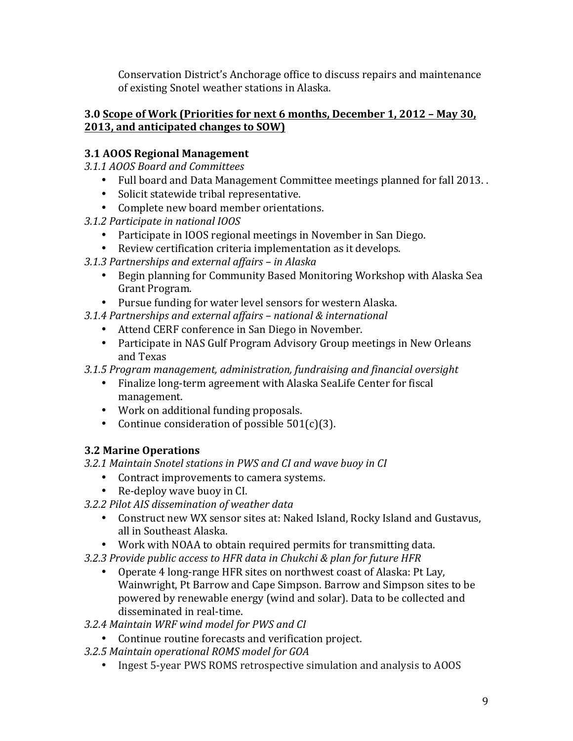Conservation District's Anchorage office to discuss repairs and maintenance of existing Snotel weather stations in Alaska.

### 3.0 <u>Scope of Work (Priorities for next 6 months, December 1, 2012 – May 30, 2013, and anticipated changes to SOW)</u>

### 3.1 AOOS Regional Management

*3.1.1 AOOS Board and Committees*

- Full board and Data Management Committee meetings planned for fall 2013. .
- Solicit statewide tribal representative.
- Complete new board member orientations.

*3.1.2 Participate in national IOOS*

- Participate in IOOS regional meetings in November in San Diego.
- Review certification criteria implementation as it develops.

*3.1.3 Partnerships and external affairs – in Alaska*

- Begin planning for Community Based Monitoring Workshop with Alaska Sea Grant Program.
- Pursue funding for water level sensors for western Alaska.

*3.1.4 Partnerships and external affairs – national & international*

- Attend CERF conference in San Diego in November.
- Participate in NAS Gulf Program Advisory Group meetings in New Orleans and Texas

*3.1.5 Program management, administration, fundraising and financial oversight*

- Finalize long-term agreement with Alaska SeaLife Center for fiscal management.
- Work on additional funding proposals.
- Continue consideration of possible 501(c)(3).

### 3.2 Marine Operations

*3.2.1 Maintain Snotel stations in PWS and CI and wave buoy in CI*

- Contract improvements to camera systems.
- Re-deploy wave buoy in CI.

*3.2.2 Pilot AIS dissemination of weather data*

- Construct new WX sensor sites at: Naked Island, Rocky Island and Gustavus, all in Southeast Alaska.
- Work with NOAA to obtain required permits for transmitting data.

*3.2.3 Provide public access to HFR data in Chukchi & plan for future HFR*

- Operate 4 long-range HFR sites on northwest coast of Alaska: Pt Lay, Wainwright, Pt Barrow and Cape Simpson. Barrow and Simpson sites to be powered by renewable energy (wind and solar). Data to be collected and disseminated in real-time.

*3.2.4 Maintain WRF wind model for PWS and CI*

- Continue routine forecasts and verification project.

*3.2.5 Maintain operational ROMS model for GOA*

- Ingest 5-year PWS ROMS retrospective simulation and analysis to AOOS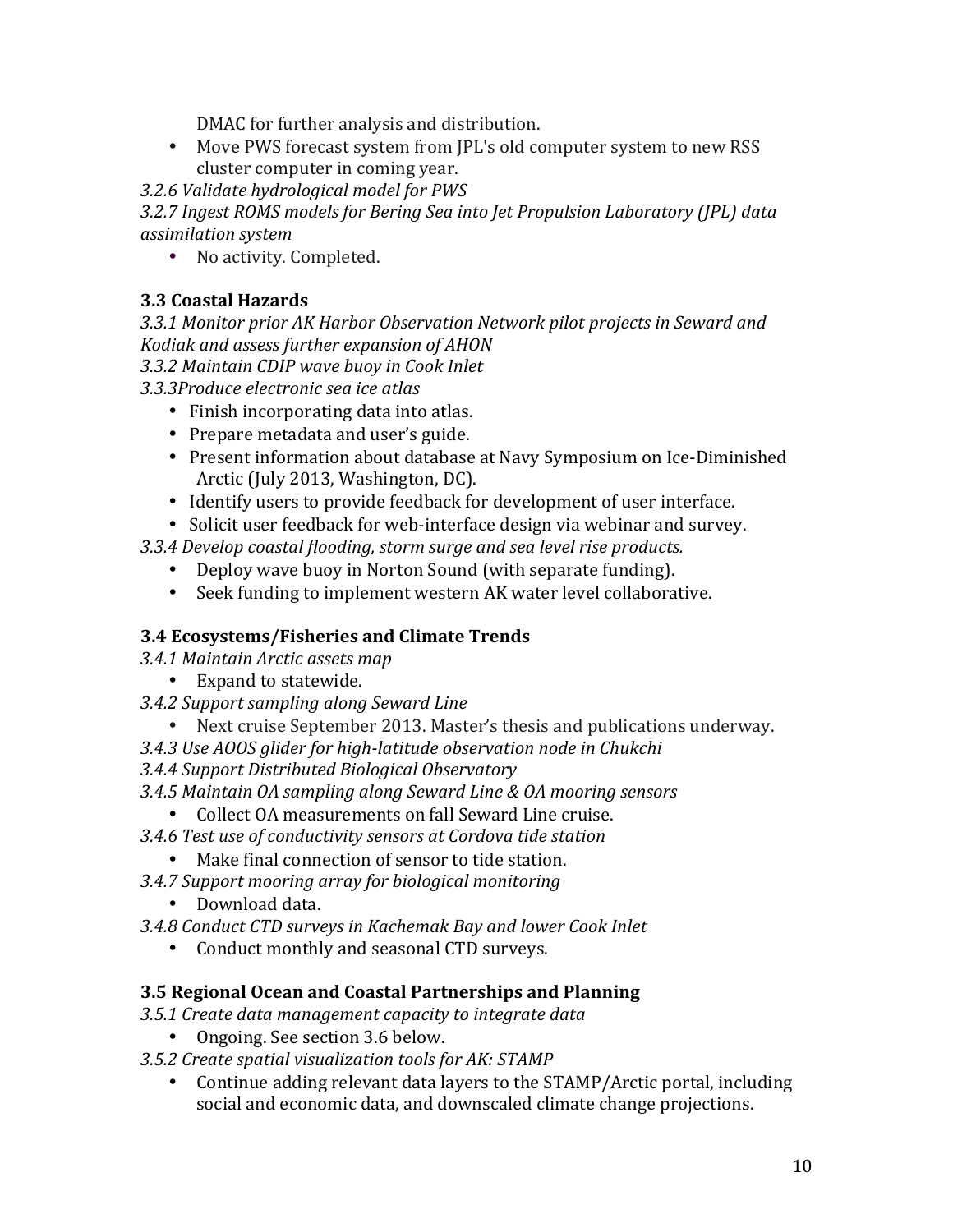DMAC for further analysis and distribution.

- Move PWS forecast system from JPL's old computer system to new RSS cluster computer in coming year.

*3.2.6 Validate hydrological model for PWS*

*3.2.7 Ingest ROMS models for Bering Sea into Jet Propulsion Laboratory (JPL) data assimilation system*

- No activity. Completed.

### 3.3 Coastal Hazards

*3.3.1 Monitor prior AK Harbor Observation Network pilot projects in Seward and Kodiak and assess further expansion of AHON*

*3.3.2 Maintain CDIP wave buoy in Cook Inlet*

*3.3.3Produce electronic sea ice atlas*

- Finish incorporating data into atlas.
- Prepare metadata and user's guide.
- Present information about database at Navy Symposium on Ice-Diminished Arctic (July 2013, Washington, DC).
- Identify users to provide feedback for development of user interface.
- Solicit user feedback for web-interface design via webinar and survey.

*3.3.4 Develop coastal flooding, storm surge and sea level rise products.*

- Deploy wave buoy in Norton Sound (with separate funding).
- Seek funding to implement western AK water level collaborative.

### 3.4 Ecosystems/Fisheries and Climate Trends

*3.4.1 Maintain Arctic assets map*

- Expand to statewide.

*3.4.2 Support sampling along Seward Line*

- Next cruise September 2013. Master's thesis and publications underway.

*3.4.3 Use AOOS glider for high-latitude observation node in Chukchi*

*3.4.4 Support Distributed Biological Observatory*

*3.4.5 Maintain OA sampling along Seward Line & OA mooring sensors*

- Collect OA measurements on fall Seward Line cruise.

*3.4.6 Test use of conductivity sensors at Cordova tide station*

- Make final connection of sensor to tide station.

*3.4.7 Support mooring array for biological monitoring*

- Download data.

*3.4.8 Conduct CTD surveys in Kachemak Bay and lower Cook Inlet*

- Conduct monthly and seasonal CTD surveys.

### 3.5 Regional Ocean and Coastal Partnerships and Planning

*3.5.1 Create data management capacity to integrate data*

- Ongoing. See section 3.6 below.

*3.5.2 Create spatial visualization tools for AK: STAMP*

- Continue adding relevant data layers to the STAMP/Arctic portal, including social and economic data, and downscaled climate change projections.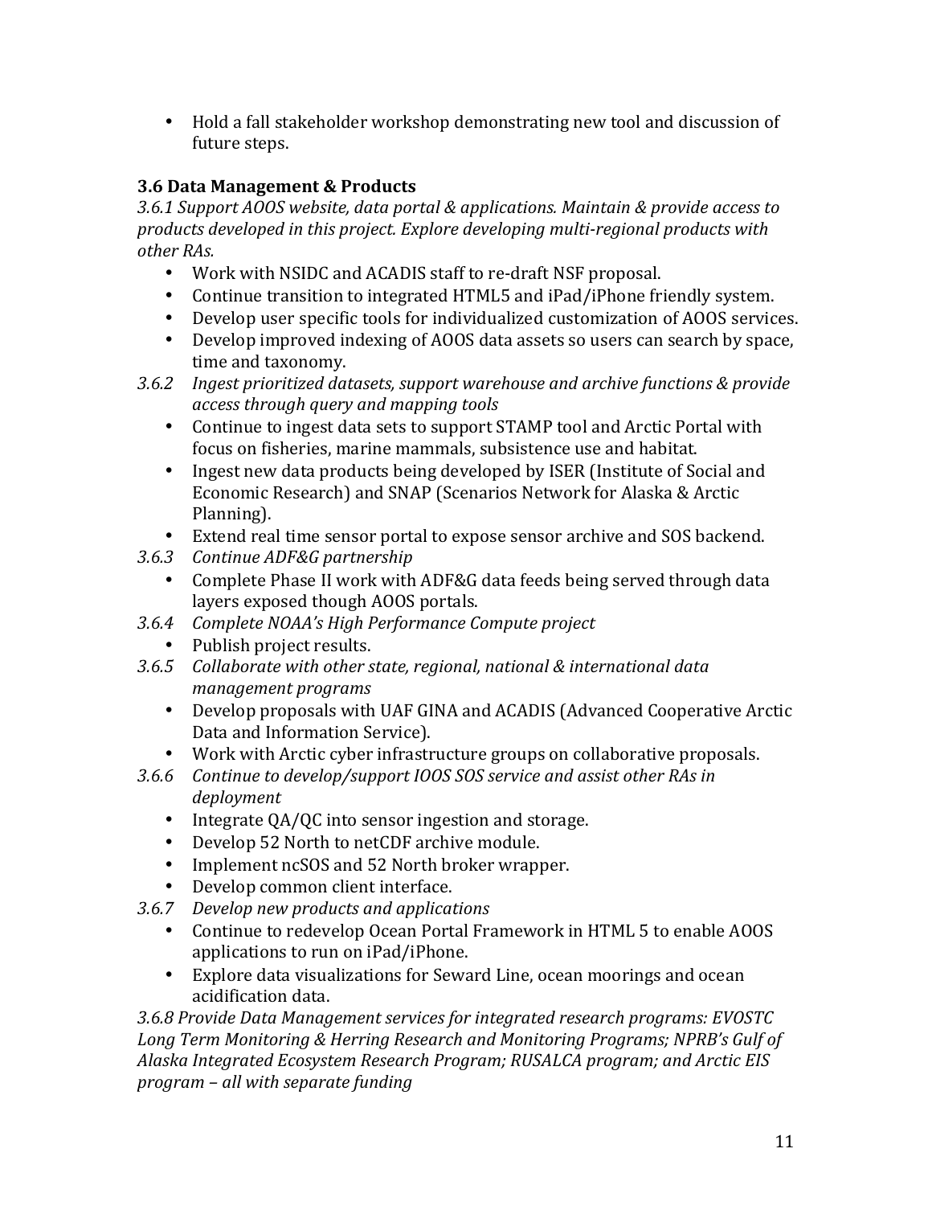- Hold a fall stakeholder workshop demonstrating new tool and discussion of future steps.

### 3.6 Data Management & Products

*3.6.1 Support AOOS website, data portal & applications. Maintain & provide access to products developed in this project. Explore developing multi-regional products with other RAs.*

- Work with NSIDC and ACADIS staff to re-draft NSF proposal.
- Continue transition to integrated HTML5 and iPad/iPhone friendly system.
- Develop user specific tools for individualized customization of AOOS services.
- Develop improved indexing of AOOS data assets so users can search by space, time and taxonomy.

*3.6.2 Ingest prioritized datasets, support warehouse and archive functions & provide access through query and mapping tools*

- Continue to ingest data sets to support STAMP tool and Arctic Portal with focus on fisheries, marine mammals, subsistence use and habitat.
- Ingest new data products being developed by ISER (Institute of Social and Economic Research) and SNAP (Scenarios Network for Alaska & Arctic Planning).
- Extend real time sensor portal to expose sensor archive and SOS backend.

*3.6.3 Continue ADF&G partnership*

- Complete Phase II work with ADF&G data feeds being served through data layers exposed though AOOS portals.

*3.6.4 Complete NOAA's High Performance Compute project*

- Publish project results.

*3.6.5 Collaborate with other state, regional, national & international data management programs*

- Develop proposals with UAF GINA and ACADIS (Advanced Cooperative Arctic Data and Information Service).
- Work with Arctic cyber infrastructure groups on collaborative proposals.

*3.6.6 Continue to develop/support IOOS SOS service and assist other RAs in deployment*

- Integrate QA/QC into sensor ingestion and storage.
- Develop 52 North to netCDF archive module.
- Implement ncSOS and 52 North broker wrapper.
- Develop common client interface.

*3.6.7 Develop new products and applications*

- Continue to redevelop Ocean Portal Framework in HTML 5 to enable AOOS applications to run on iPad/iPhone.
- Explore data visualizations for Seward Line, ocean moorings and ocean acidification data.

*3.6.8 Provide Data Management services for integrated research programs: EVOSTC Long Term Monitoring & Herring Research and Monitoring Programs; NPRB's Gulf of Alaska Integrated Ecosystem Research Program; RUSALCA program; and Arctic EIS program – all with separate funding*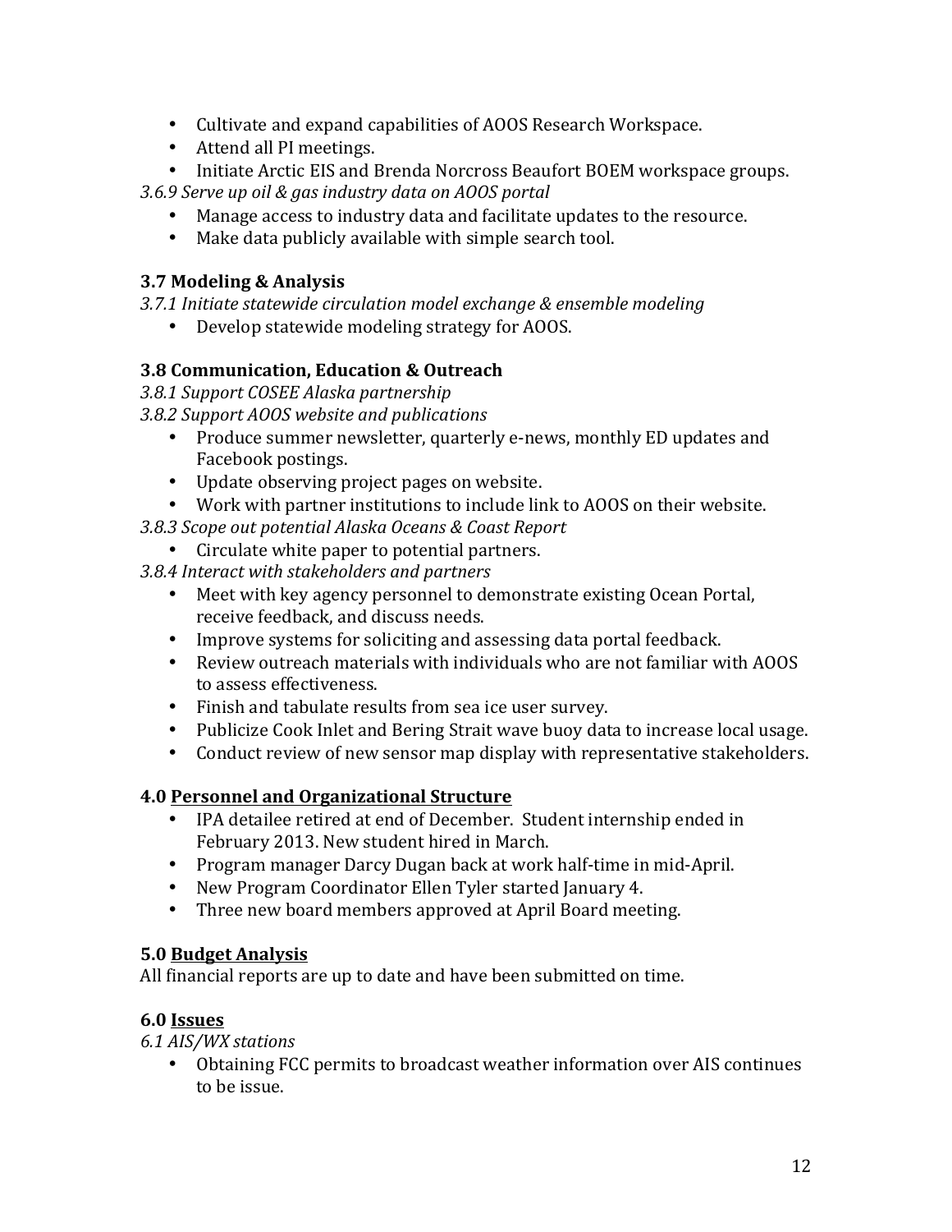- Cultivate and expand capabilities of AOOS Research Workspace.
- Attend all PI meetings.
- Initiate Arctic EIS and Brenda Norcross Beaufort BOEM workspace groups.

*3.6.9 Serve up oil & gas industry data on AOOS portal*

- Manage access to industry data and facilitate updates to the resource.
- Make data publicly available with simple search tool.

### 3.7 Modeling & Analysis

*3.7.1 Initiate statewide circulation model exchange & ensemble modeling*

- Develop statewide modeling strategy for AOOS.

### 3.8 Communication, Education & Outreach

*3.8.1 Support COSEE Alaska partnership*

*3.8.2 Support AOOS website and publications*

- Produce summer newsletter, quarterly e-news, monthly ED updates and Facebook postings.
- Update observing project pages on website.
- Work with partner institutions to include link to AOOS on their website.

*3.8.3 Scope out potential Alaska Oceans & Coast Report*

- Circulate white paper to potential partners.

*3.8.4 Interact with stakeholders and partners*

- Meet with key agency personnel to demonstrate existing Ocean Portal, receive feedback, and discuss needs.
- Improve systems for soliciting and assessing data portal feedback.
- Review outreach materials with individuals who are not familiar with AOOS to assess effectiveness.
- Finish and tabulate results from sea ice user survey.
- Publicize Cook Inlet and Bering Strait wave buoy data to increase local usage.
- Conduct review of new sensor map display with representative stakeholders.

## 4.0 <u>Personnel and Organizational Structure</u>

- IPA detailee retired at end of December. Student internship ended in February 2013. New student hired in March.
- Program manager Darcy Dugan back at work half-time in mid-April.
- New Program Coordinator Ellen Tyler started January 4.
- Three new board members approved at April Board meeting.

## 5.0 <u>Budget Analysis</u>

All financial reports are up to date and have been submitted on time.

## 6.0 <u>Issues</u>

*6.1 AIS/WX stations*

- Obtaining FCC permits to broadcast weather information over AIS continues to be issue.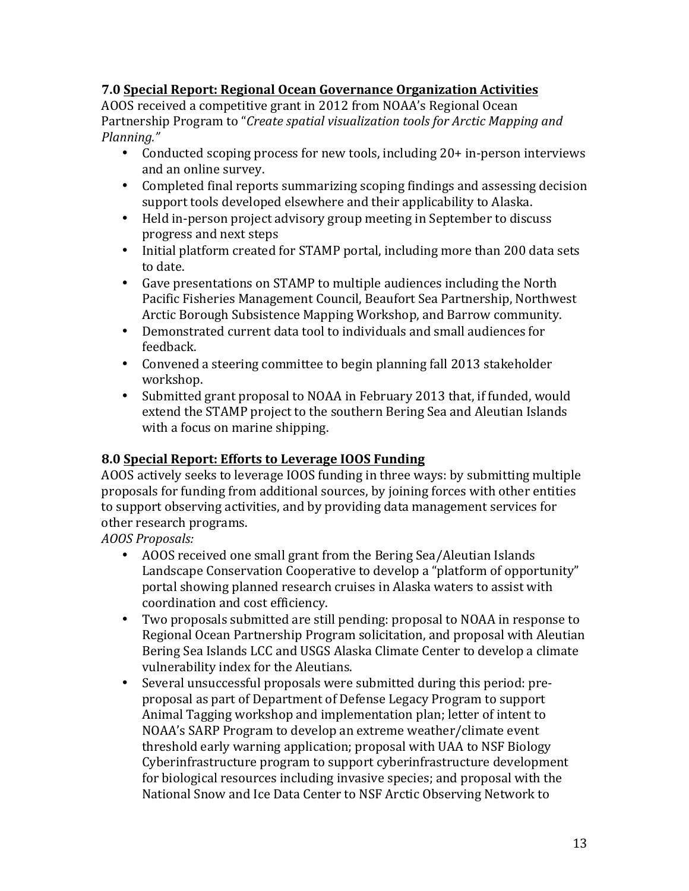### 7.0 Special Report: Regional Ocean Governance Organization Activities

AOOS received a competitive grant in 2012 from NOAA's Regional Ocean Partnership Program to "*Create spatial visualization tools for Arctic Mapping and Planning.*"

- Conducted scoping process for new tools, including 20+ in-person interviews and an online survey.
- Completed final reports summarizing scoping findings and assessing decision support tools developed elsewhere and their applicability to Alaska.
- Held in-person project advisory group meeting in September to discuss progress and next steps
- Initial platform created for STAMP portal, including more than 200 data sets to date.
- Gave presentations on STAMP to multiple audiences including the North Pacific Fisheries Management Council, Beaufort Sea Partnership, Northwest Arctic Borough Subsistence Mapping Workshop, and Barrow community.
- Demonstrated current data tool to individuals and small audiences for feedback.
- Convened a steering committee to begin planning fall 2013 stakeholder workshop.
- Submitted grant proposal to NOAA in February 2013 that, if funded, would extend the STAMP project to the southern Bering Sea and Aleutian Islands with a focus on marine shipping.

### 8.0 Special Report: Efforts to Leverage IOOS Funding

AOOS actively seeks to leverage IOOS funding in three ways: by submitting multiple proposals for funding from additional sources, by joining forces with other entities to support observing activities, and by providing data management services for other research programs.

*AOOS Proposals:*

- AOOS received one small grant from the Bering Sea/Aleutian Islands Landscape Conservation Cooperative to develop a "platform of opportunity" portal showing planned research cruises in Alaska waters to assist with coordination and cost efficiency.
- Two proposals submitted are still pending: proposal to NOAA in response to Regional Ocean Partnership Program solicitation, and proposal with Aleutian Bering Sea Islands LCC and USGS Alaska Climate Center to develop a climate vulnerability index for the Aleutians.
- Several unsuccessful proposals were submitted during this period: pre-proposal as part of Department of Defense Legacy Program to support Animal Tagging workshop and implementation plan; letter of intent to NOAA's SARP Program to develop an extreme weather/climate event threshold early warning application; proposal with UAA to NSF Biology Cyberinfrastructure program to support cyberinfrastructure development for biological resources including invasive species; and proposal with the National Snow and Ice Data Center to NSF Arctic Observing Network to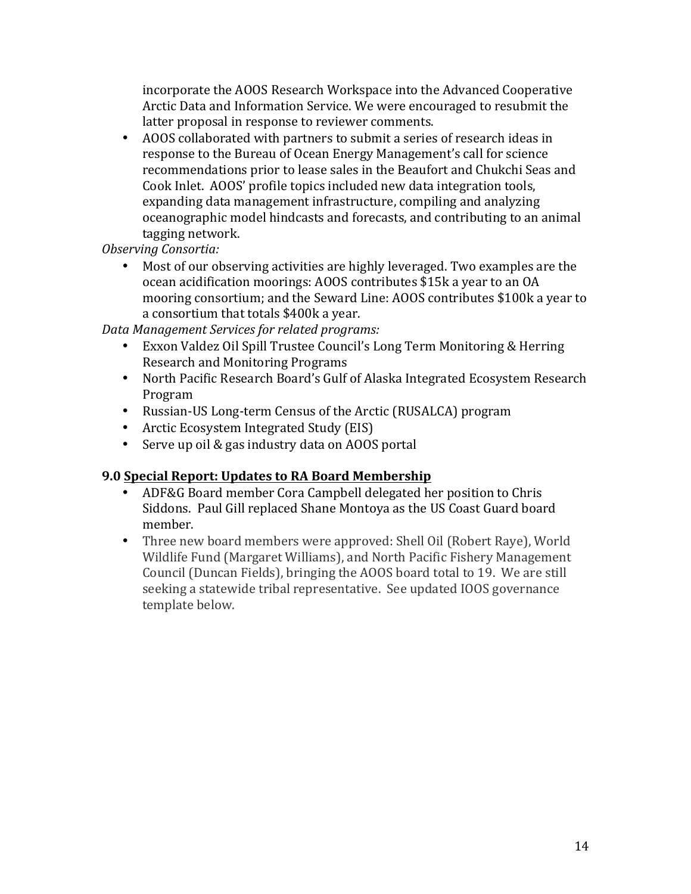incorporate the AOOS Research Workspace into the Advanced Cooperative Arctic Data and Information Service. We were encouraged to resubmit the latter proposal in response to reviewer comments.

- AOOS collaborated with partners to submit a series of research ideas in response to the Bureau of Ocean Energy Management's call for science recommendations prior to lease sales in the Beaufort and Chukchi Seas and Cook Inlet. AOOS' profile topics included new data integration tools, expanding data management infrastructure, compiling and analyzing oceanographic model hindcasts and forecasts, and contributing to an animal tagging network.

*Observing Consortia:*

- Most of our observing activities are highly leveraged. Two examples are the ocean acidification moorings: AOOS contributes $15k a year to an OA mooring consortium; and the Seward Line: AOOS contributes $100k a year to a consortium that totals $400k a year.

*Data Management Services for related programs:*

- Exxon Valdez Oil Spill Trustee Council's Long Term Monitoring & Herring Research and Monitoring Programs
- North Pacific Research Board's Gulf of Alaska Integrated Ecosystem Research Program
- Russian-US Long-term Census of the Arctic (RUSALCA) program
- Arctic Ecosystem Integrated Study (EIS)
- Serve up oil & gas industry data on AOOS portal

### 9.0 <u>Special Report: Updates to RA Board Membership</u>

- ADF&G Board member Cora Campbell delegated her position to Chris Siddons. Paul Gill replaced Shane Montoya as the US Coast Guard board member.
- Three new board members were approved: Shell Oil (Robert Raye), World Wildlife Fund (Margaret Williams), and North Pacific Fishery Management Council (Duncan Fields), bringing the AOOS board total to 19. We are still seeking a statewide tribal representative. See updated IOOS governance template below.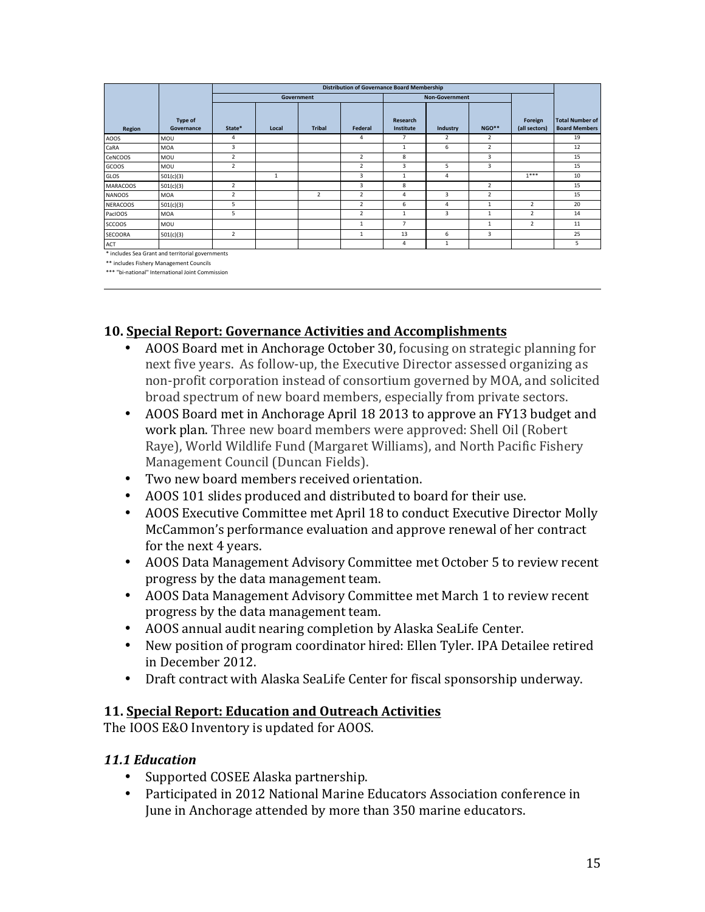| Region | Type of Governance | Distribution of Governance Board Membership | | | | | | | | |
|---|---|---|---|---|---|---|---|---|---|---|
| | | Government | | | | Non-Government | | | | |
| | | State* | Local | Tribal | Federal | Research Institute | Industry | NGO** | Foreign (all sectors) | Total Number of Board Members |
| AOOS | MOU | 4 | | | 4 | 7 | 2 | 2 | | 19 |
| CaRA | MOA | 3 | | | | 1 | 6 | 2 | | 12 |
| CeNCOOS | MOU | 2 | | | 2 | 8 | | 3 | | 15 |
| GCOOS | MOU | 2 | | | 2 | 3 | 5 | 3 | | 15 |
| GLOS | 501(c)(3) | | 1 | | 3 | 1 | 4 | | 1*** | 10 |
| MARACOOS | 501(c)(3) | 2 | | | 3 | 8 | | 2 | | 15 |
| NANOOS | MOA | 2 | | 2 | 2 | 4 | 3 | 2 | | 15 |
| NERACOOS | 501(c)(3) | 5 | | | 2 | 6 | 4 | 1 | 2 | 20 |
| PacIOOS | MOA | 5 | | | 2 | 1 | 3 | 1 | 2 | 14 |
| SCCOOS | MOU | | | | 1 | 7 | | 1 | 2 | 11 |
| SECOORA | 501(c)(3) | 2 | | | 1 | 13 | 6 | 3 | | 25 |
| ACT | | | | | | 4 | 1 | | | 5 |

\* includes Sea Grant and territorial governments

\*\* includes Fishery Management Councils

\*\*\* "bi-national" International Joint Commission

## 10. Special Report: Governance Activities and Accomplishments

- AOOS Board met in Anchorage October 30, focusing on strategic planning for next five years. As follow-up, the Executive Director assessed organizing as non-profit corporation instead of consortium governed by MOA, and solicited broad spectrum of new board members, especially from private sectors.
- AOOS Board met in Anchorage April 18 2013 to approve an FY13 budget and work plan. Three new board members were approved: Shell Oil (Robert Raye), World Wildlife Fund (Margaret Williams), and North Pacific Fishery Management Council (Duncan Fields).
- Two new board members received orientation.
- AOOS 101 slides produced and distributed to board for their use.
- AOOS Executive Committee met April 18 to conduct Executive Director Molly McCammon's performance evaluation and approve renewal of her contract for the next 4 years.
- AOOS Data Management Advisory Committee met October 5 to review recent progress by the data management team.
- AOOS Data Management Advisory Committee met March 1 to review recent progress by the data management team.
- AOOS annual audit nearing completion by Alaska SeaLife Center.
- New position of program coordinator hired: Ellen Tyler. IPA Detailee retired in December 2012.
- Draft contract with Alaska SeaLife Center for fiscal sponsorship underway.

## 11. Special Report: Education and Outreach Activities

The IOOS E&O Inventory is updated for AOOS.

### *11.1 Education*

- Supported COSEE Alaska partnership.
- Participated in 2012 National Marine Educators Association conference in June in Anchorage attended by more than 350 marine educators.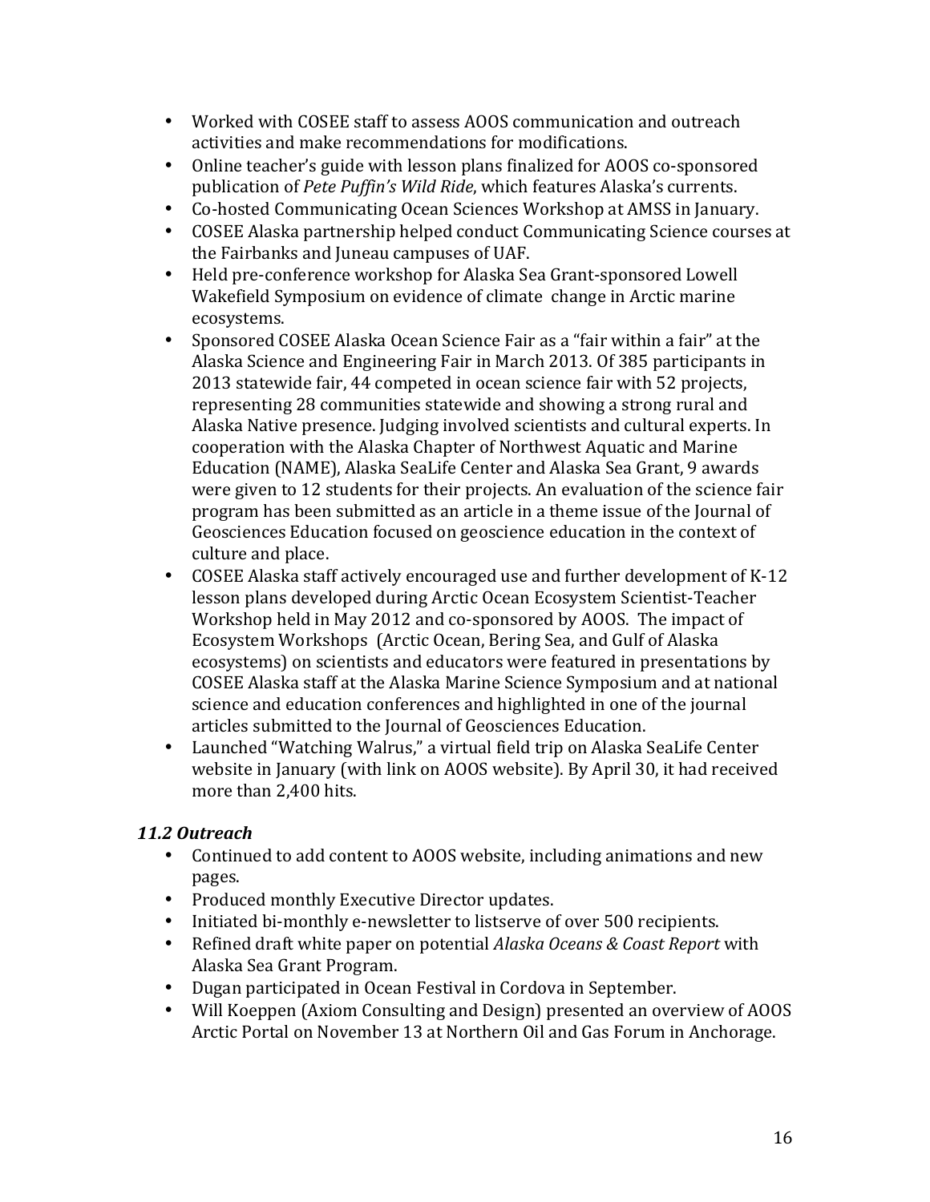- Worked with COSEE staff to assess AOOS communication and outreach activities and make recommendations for modifications.
- Online teacher's guide with lesson plans finalized for AOOS co-sponsored publication of *Pete Puffin's Wild Ride*, which features Alaska's currents.
- Co-hosted Communicating Ocean Sciences Workshop at AMSS in January.
- COSEE Alaska partnership helped conduct Communicating Science courses at the Fairbanks and Juneau campuses of UAF.
- Held pre-conference workshop for Alaska Sea Grant-sponsored Lowell Wakefield Symposium on evidence of climate change in Arctic marine ecosystems.
- Sponsored COSEE Alaska Ocean Science Fair as a "fair within a fair" at the Alaska Science and Engineering Fair in March 2013. Of 385 participants in 2013 statewide fair, 44 competed in ocean science fair with 52 projects, representing 28 communities statewide and showing a strong rural and Alaska Native presence. Judging involved scientists and cultural experts. In cooperation with the Alaska Chapter of Northwest Aquatic and Marine Education (NAME), Alaska SeaLife Center and Alaska Sea Grant, 9 awards were given to 12 students for their projects. An evaluation of the science fair program has been submitted as an article in a theme issue of the Journal of Geosciences Education focused on geoscience education in the context of culture and place.
- COSEE Alaska staff actively encouraged use and further development of K-12 lesson plans developed during Arctic Ocean Ecosystem Scientist-Teacher Workshop held in May 2012 and co-sponsored by AOOS. The impact of Ecosystem Workshops (Arctic Ocean, Bering Sea, and Gulf of Alaska ecosystems) on scientists and educators were featured in presentations by COSEE Alaska staff at the Alaska Marine Science Symposium and at national science and education conferences and highlighted in one of the journal articles submitted to the Journal of Geosciences Education.
- Launched "Watching Walrus," a virtual field trip on Alaska SeaLife Center website in January (with link on AOOS website). By April 30, it had received more than 2,400 hits.

### *11.2 Outreach*

- Continued to add content to AOOS website, including animations and new pages.
- Produced monthly Executive Director updates.
- Initiated bi-monthly e-newsletter to listserve of over 500 recipients.
- Refined draft white paper on potential *Alaska Oceans & Coast Report* with Alaska Sea Grant Program.
- Dugan participated in Ocean Festival in Cordova in September.
- Will Koeppen (Axiom Consulting and Design) presented an overview of AOOS Arctic Portal on November 13 at Northern Oil and Gas Forum in Anchorage.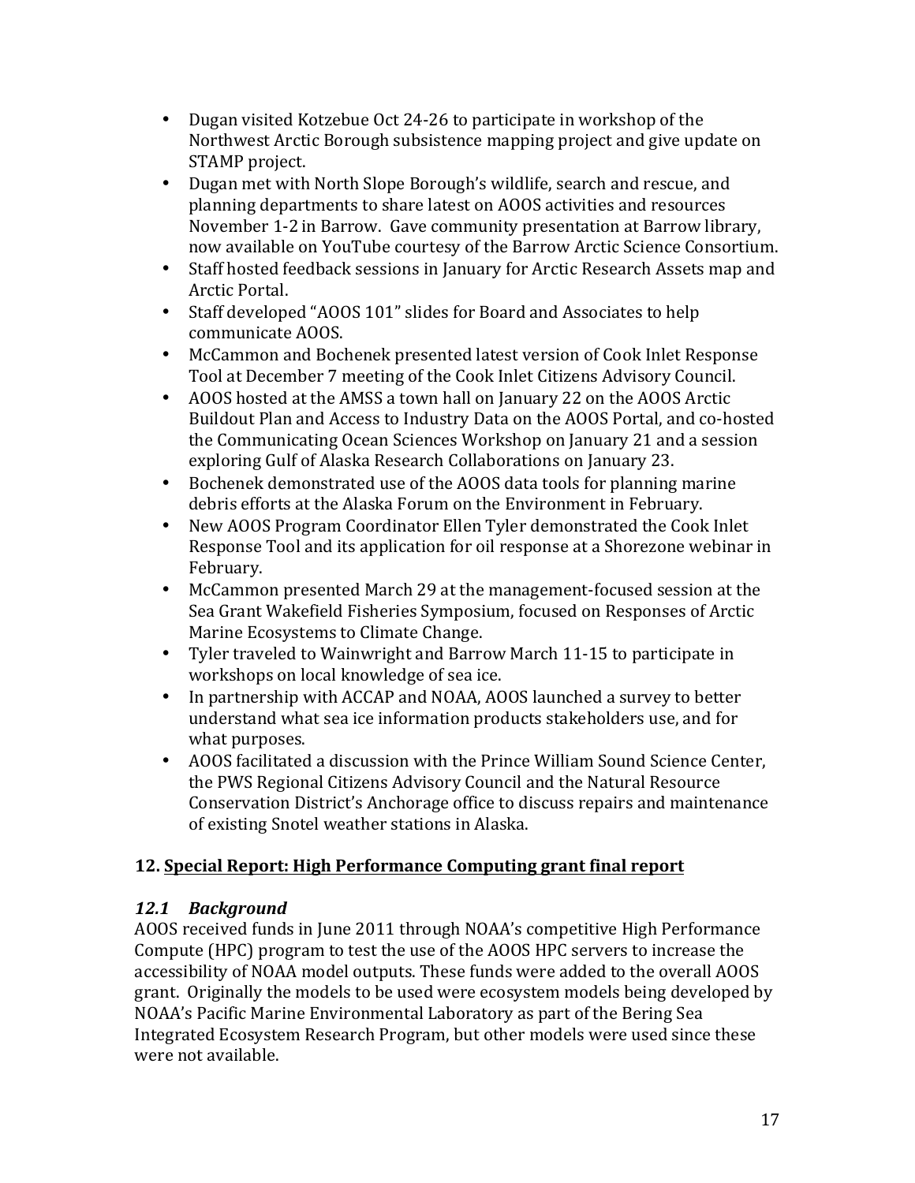- Dugan visited Kotzebue Oct 24-26 to participate in workshop of the Northwest Arctic Borough subsistence mapping project and give update on STAMP project.
- Dugan met with North Slope Borough's wildlife, search and rescue, and planning departments to share latest on AOOS activities and resources November 1-2 in Barrow. Gave community presentation at Barrow library, now available on YouTube courtesy of the Barrow Arctic Science Consortium.
- Staff hosted feedback sessions in January for Arctic Research Assets map and Arctic Portal.
- Staff developed "AOOS 101" slides for Board and Associates to help communicate AOOS.
- McCammon and Bochenek presented latest version of Cook Inlet Response Tool at December 7 meeting of the Cook Inlet Citizens Advisory Council.
- AOOS hosted at the AMSS a town hall on January 22 on the AOOS Arctic Buildout Plan and Access to Industry Data on the AOOS Portal, and co-hosted the Communicating Ocean Sciences Workshop on January 21 and a session exploring Gulf of Alaska Research Collaborations on January 23.
- Bochenek demonstrated use of the AOOS data tools for planning marine debris efforts at the Alaska Forum on the Environment in February.
- New AOOS Program Coordinator Ellen Tyler demonstrated the Cook Inlet Response Tool and its application for oil response at a Shorezone webinar in February.
- McCammon presented March 29 at the management-focused session at the Sea Grant Wakefield Fisheries Symposium, focused on Responses of Arctic Marine Ecosystems to Climate Change.
- Tyler traveled to Wainwright and Barrow March 11-15 to participate in workshops on local knowledge of sea ice.
- In partnership with ACCAP and NOAA, AOOS launched a survey to better understand what sea ice information products stakeholders use, and for what purposes.
- AOOS facilitated a discussion with the Prince William Sound Science Center, the PWS Regional Citizens Advisory Council and the Natural Resource Conservation District's Anchorage office to discuss repairs and maintenance of existing Snotel weather stations in Alaska.

## 12. Special Report: High Performance Computing grant final report

### *12.1 Background*

AOOS received funds in June 2011 through NOAA's competitive High Performance Compute (HPC) program to test the use of the AOOS HPC servers to increase the accessibility of NOAA model outputs. These funds were added to the overall AOOS grant. Originally the models to be used were ecosystem models being developed by NOAA's Pacific Marine Environmental Laboratory as part of the Bering Sea Integrated Ecosystem Research Program, but other models were used since these were not available.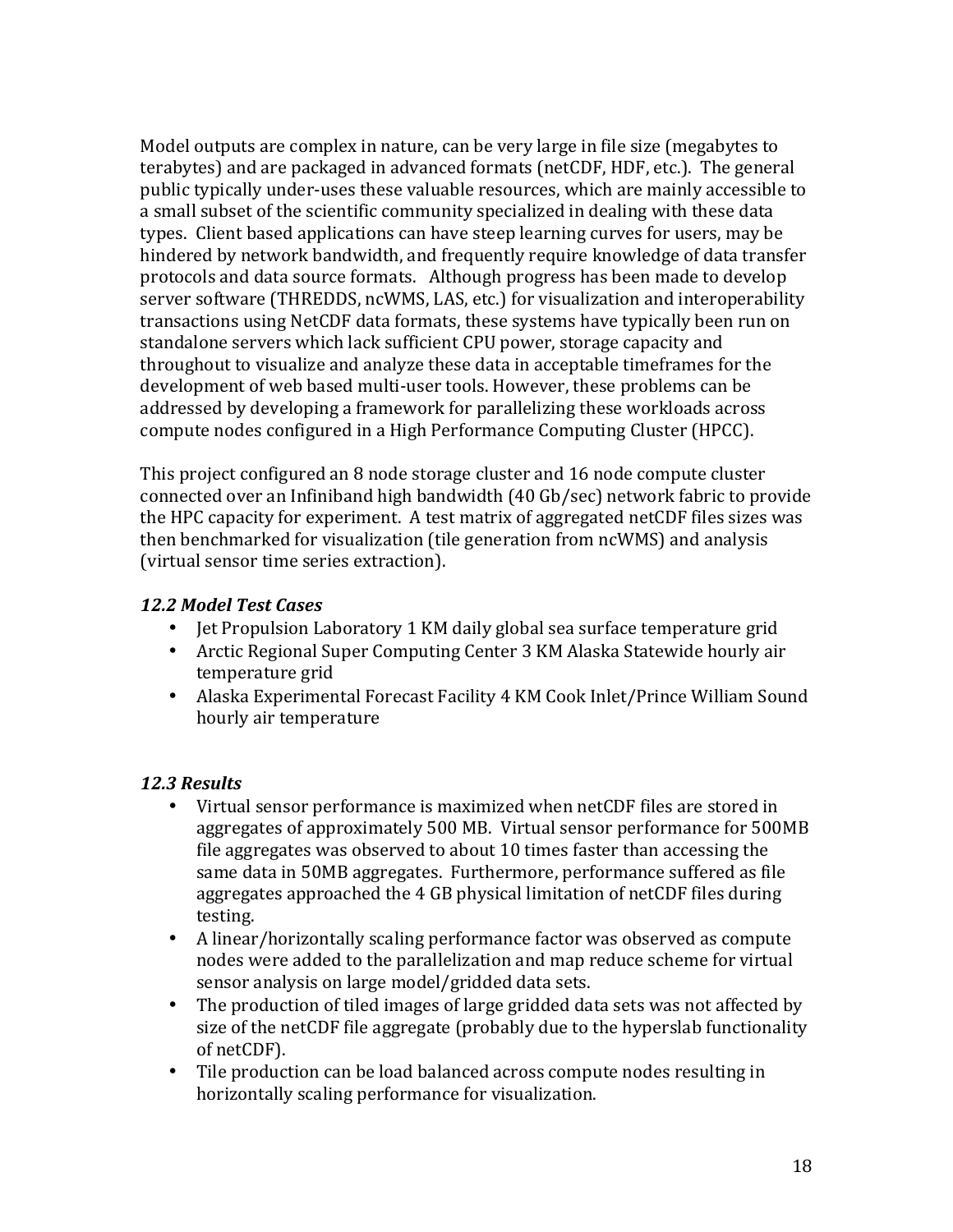Model outputs are complex in nature, can be very large in file size (megabytes to terabytes) and are packaged in advanced formats (netCDF, HDF, etc.). The general public typically under-uses these valuable resources, which are mainly accessible to a small subset of the scientific community specialized in dealing with these data types. Client based applications can have steep learning curves for users, may be hindered by network bandwidth, and frequently require knowledge of data transfer protocols and data source formats. Although progress has been made to develop server software (THREDDS, ncWMS, LAS, etc.) for visualization and interoperability transactions using NetCDF data formats, these systems have typically been run on standalone servers which lack sufficient CPU power, storage capacity and throughout to visualize and analyze these data in acceptable timeframes for the development of web based multi-user tools. However, these problems can be addressed by developing a framework for parallelizing these workloads across compute nodes configured in a High Performance Computing Cluster (HPCC).

This project configured an 8 node storage cluster and 16 node compute cluster connected over an Infiniband high bandwidth (40 Gb/sec) network fabric to provide the HPC capacity for experiment. A test matrix of aggregated netCDF files sizes was then benchmarked for visualization (tile generation from ncWMS) and analysis (virtual sensor time series extraction).

### *12.2 Model Test Cases*

- Jet Propulsion Laboratory 1 KM daily global sea surface temperature grid
- Arctic Regional Super Computing Center 3 KM Alaska Statewide hourly air temperature grid
- Alaska Experimental Forecast Facility 4 KM Cook Inlet/Prince William Sound hourly air temperature

### *12.3 Results*

- Virtual sensor performance is maximized when netCDF files are stored in aggregates of approximately 500 MB. Virtual sensor performance for 500MB file aggregates was observed to about 10 times faster than accessing the same data in 50MB aggregates. Furthermore, performance suffered as file aggregates approached the 4 GB physical limitation of netCDF files during testing.
- A linear/horizontally scaling performance factor was observed as compute nodes were added to the parallelization and map reduce scheme for virtual sensor analysis on large model/gridded data sets.
- The production of tiled images of large gridded data sets was not affected by size of the netCDF file aggregate (probably due to the hyperslab functionality of netCDF).
- Tile production can be load balanced across compute nodes resulting in horizontally scaling performance for visualization.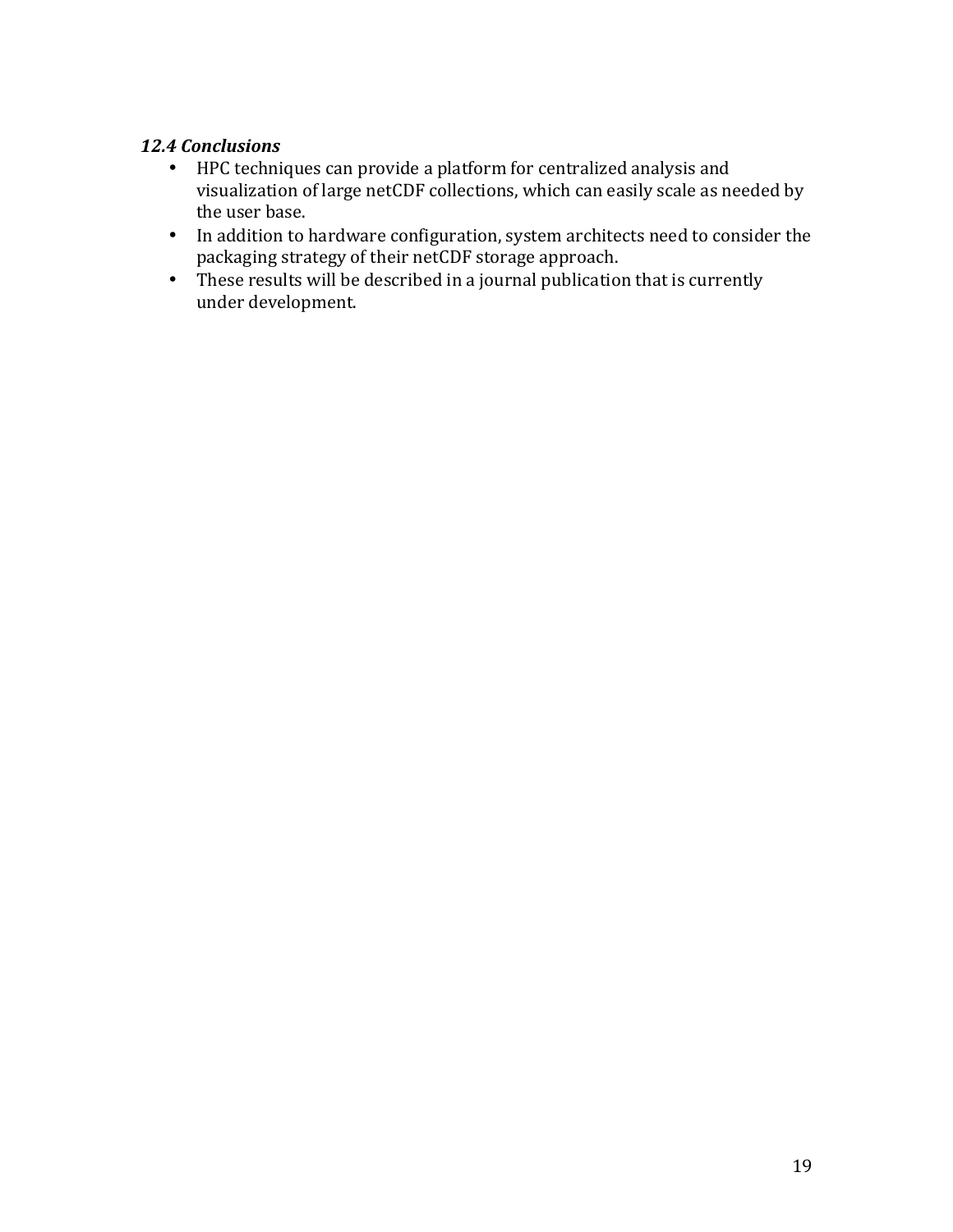### *12.4 Conclusions*

- HPC techniques can provide a platform for centralized analysis and visualization of large netCDF collections, which can easily scale as needed by the user base.
- In addition to hardware configuration, system architects need to consider the packaging strategy of their netCDF storage approach.
- These results will be described in a journal publication that is currently under development.